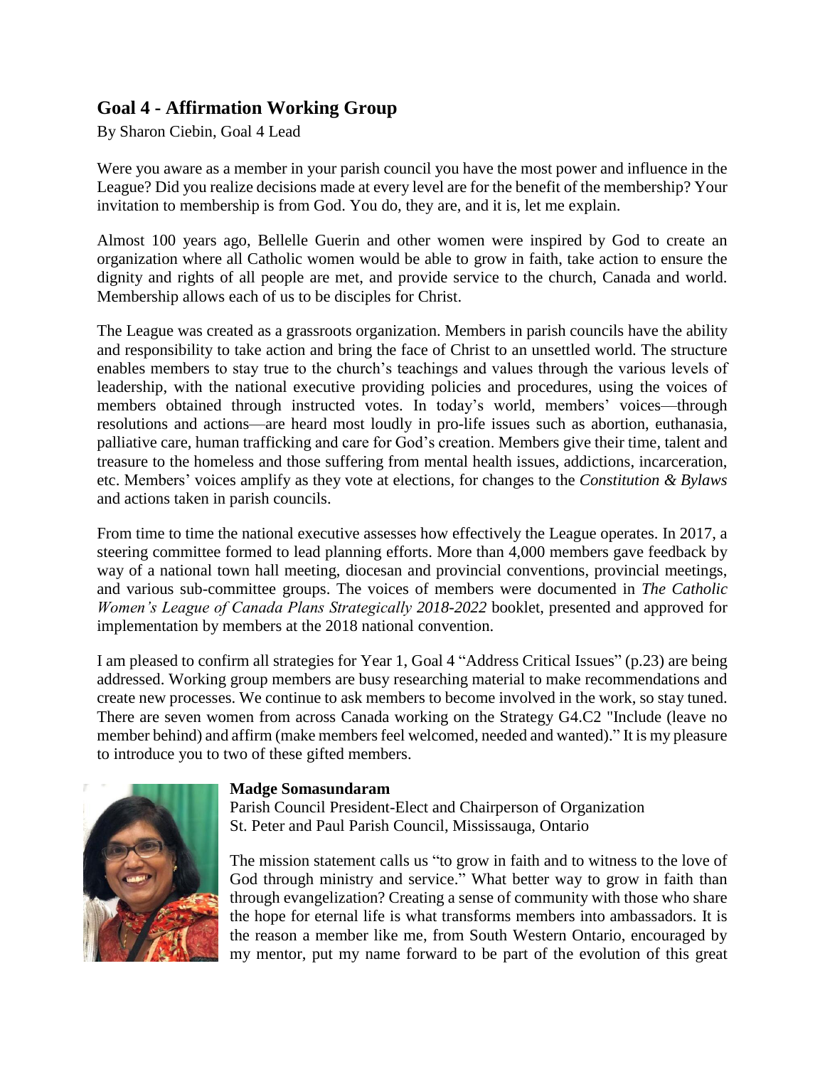## Goal 4 - Affirmation Working Group

By Sharon Ciebin, Goal 4 Lead

Were you aware as a member in your parish council you have the most power and influence in the League? Did you realize decisions made at every level are for the benefit of the membership? Your invitation to membership is from God. You do, they are, and it is, let me explain.

Almost 100 years ago, Bellelle Guerin and other women were inspired by God to create an organization where all Catholic women would be able to grow in faith, take action to ensure the dignity and rights of all people are met, and provide service to the church, Canada and world. Membership allows each of us to be disciples for Christ.

The League was created as a grassroots organization. Members in parish councils have the ability and responsibility to take action and bring the face of Christ to an unsettled world. The structure enables members to stay true to the church's teachings and values through the various levels of leadership, with the national executive providing policies and procedures, using the voices of members obtained through instructed votes. In today's world, members' voices—through resolutions and actions—are heard most loudly in pro-life issues such as abortion, euthanasia, palliative care, human trafficking and care for God's creation. Members give their time, talent and treasure to the homeless and those suffering from mental health issues, addictions, incarceration, etc. Members' voices amplify as they vote at elections, for changes to the *Constitution & Bylaws* and actions taken in parish councils.

From time to time the national executive assesses how effectively the League operates. In 2017, a steering committee formed to lead planning efforts. More than 4,000 members gave feedback by way of a national town hall meeting, diocesan and provincial conventions, provincial meetings, and various sub-committee groups. The voices of members were documented in *The Catholic Women's League of Canada Plans Strategically 2018-2022* booklet, presented and approved for implementation by members at the 2018 national convention.

I am pleased to confirm all strategies for Year 1, Goal 4 "Address Critical Issues" (p.23) are being addressed. Working group members are busy researching material to make recommendations and create new processes. We continue to ask members to become involved in the work, so stay tuned. There are seven women from across Canada working on the Strategy G4.C2 "Include (leave no member behind) and affirm (make members feel welcomed, needed and wanted)." It is my pleasure to introduce you to two of these gifted members.

**Madge Somasundaram**
Parish Council President-Elect and Chairperson of Organization
St. Peter and Paul Parish Council, Mississauga, Ontario

The mission statement calls us "to grow in faith and to witness to the love of God through ministry and service." What better way to grow in faith than through evangelization? Creating a sense of community with those who share the hope for eternal life is what transforms members into ambassadors. It is the reason a member like me, from South Western Ontario, encouraged by my mentor, put my name forward to be part of the evolution of this great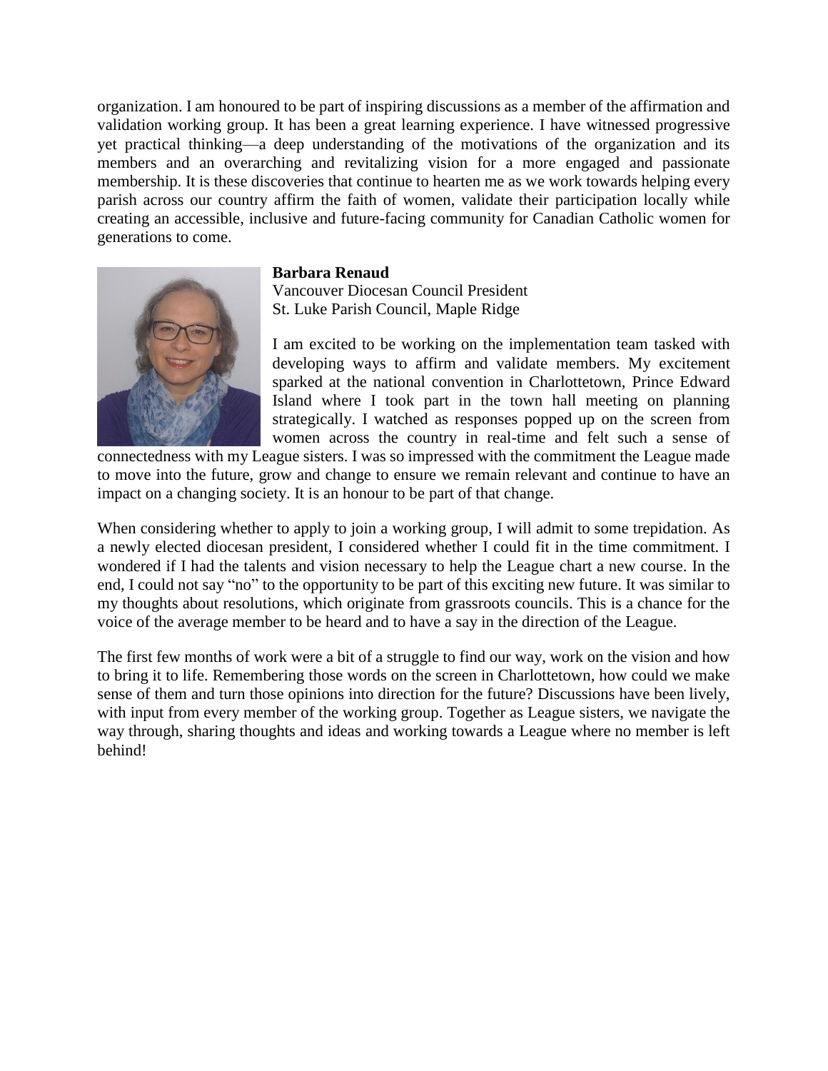organization. I am honoured to be part of inspiring discussions as a member of the affirmation and validation working group. It has been a great learning experience. I have witnessed progressive yet practical thinking—a deep understanding of the motivations of the organization and its members and an overarching and revitalizing vision for a more engaged and passionate membership. It is these discoveries that continue to hearten me as we work towards helping every parish across our country affirm the faith of women, validate their participation locally while creating an accessible, inclusive and future-facing community for Canadian Catholic women for generations to come.

**Barbara Renaud**
Vancouver Diocesan Council President
St. Luke Parish Council, Maple Ridge

I am excited to be working on the implementation team tasked with developing ways to affirm and validate members. My excitement sparked at the national convention in Charlottetown, Prince Edward Island where I took part in the town hall meeting on planning strategically. I watched as responses popped up on the screen from women across the country in real-time and felt such a sense of connectedness with my League sisters. I was so impressed with the commitment the League made to move into the future, grow and change to ensure we remain relevant and continue to have an impact on a changing society. It is an honour to be part of that change.

When considering whether to apply to join a working group, I will admit to some trepidation. As a newly elected diocesan president, I considered whether I could fit in the time commitment. I wondered if I had the talents and vision necessary to help the League chart a new course. In the end, I could not say "no" to the opportunity to be part of this exciting new future. It was similar to my thoughts about resolutions, which originate from grassroots councils. This is a chance for the voice of the average member to be heard and to have a say in the direction of the League.

The first few months of work were a bit of a struggle to find our way, work on the vision and how to bring it to life. Remembering those words on the screen in Charlottetown, how could we make sense of them and turn those opinions into direction for the future? Discussions have been lively, with input from every member of the working group. Together as League sisters, we navigate the way through, sharing thoughts and ideas and working towards a League where no member is left behind!